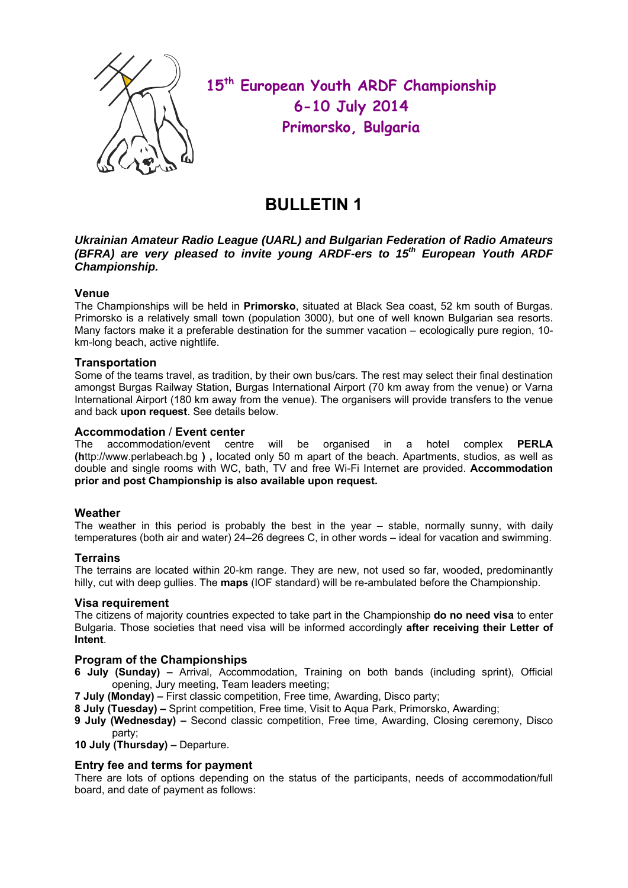# 15th European Youth ARDF Championship
## 6-10 July 2014
## Primorsko, Bulgaria

# BULLETIN 1

***Ukrainian Amateur Radio League (UARL) and Bulgarian Federation of Radio Amateurs (BFRA) are very pleased to invite young ARDF-ers to 15th European Youth ARDF Championship.***

### Venue

The Championships will be held in **Primorsko**, situated at Black Sea coast, 52 km south of Burgas. Primorsko is a relatively small town (population 3000), but one of well known Bulgarian sea resorts. Many factors make it a preferable destination for the summer vacation – ecologically pure region, 10-km-long beach, active nightlife.

### Transportation

Some of the teams travel, as tradition, by their own bus/cars. The rest may select their final destination amongst Burgas Railway Station, Burgas International Airport (70 km away from the venue) or Varna International Airport (180 km away from the venue). The organisers will provide transfers to the venue and back **upon request**. See details below.

### Accommodation / Event center

The accommodation/event centre will be organised in a hotel complex **PERLA (h**ttp://www.perlabeach.bg **) ,** located only 50 m apart of the beach. Apartments, studios, as well as double and single rooms with WC, bath, TV and free Wi-Fi Internet are provided. **Accommodation prior and post Championship is also available upon request.**

### Weather

The weather in this period is probably the best in the year – stable, normally sunny, with daily temperatures (both air and water) 24–26 degrees C, in other words – ideal for vacation and swimming.

### Terrains

The terrains are located within 20-km range. They are new, not used so far, wooded, predominantly hilly, cut with deep gullies. The **maps** (IOF standard) will be re-ambulated before the Championship.

### Visa requirement

The citizens of majority countries expected to take part in the Championship **do no need visa** to enter Bulgaria. Those societies that need visa will be informed accordingly **after receiving their Letter of Intent**.

### Program of the Championships

- **6 July (Sunday) –** Arrival, Accommodation, Training on both bands (including sprint), Official opening, Jury meeting, Team leaders meeting;
- **7 July (Monday) –** First classic competition, Free time, Awarding, Disco party;
- **8 July (Tuesday) –** Sprint competition, Free time, Visit to Aqua Park, Primorsko, Awarding;
- **9 July (Wednesday) –** Second classic competition, Free time, Awarding, Closing ceremony, Disco party;
- **10 July (Thursday) –** Departure.

### Entry fee and terms for payment

There are lots of options depending on the status of the participants, needs of accommodation/full board, and date of payment as follows: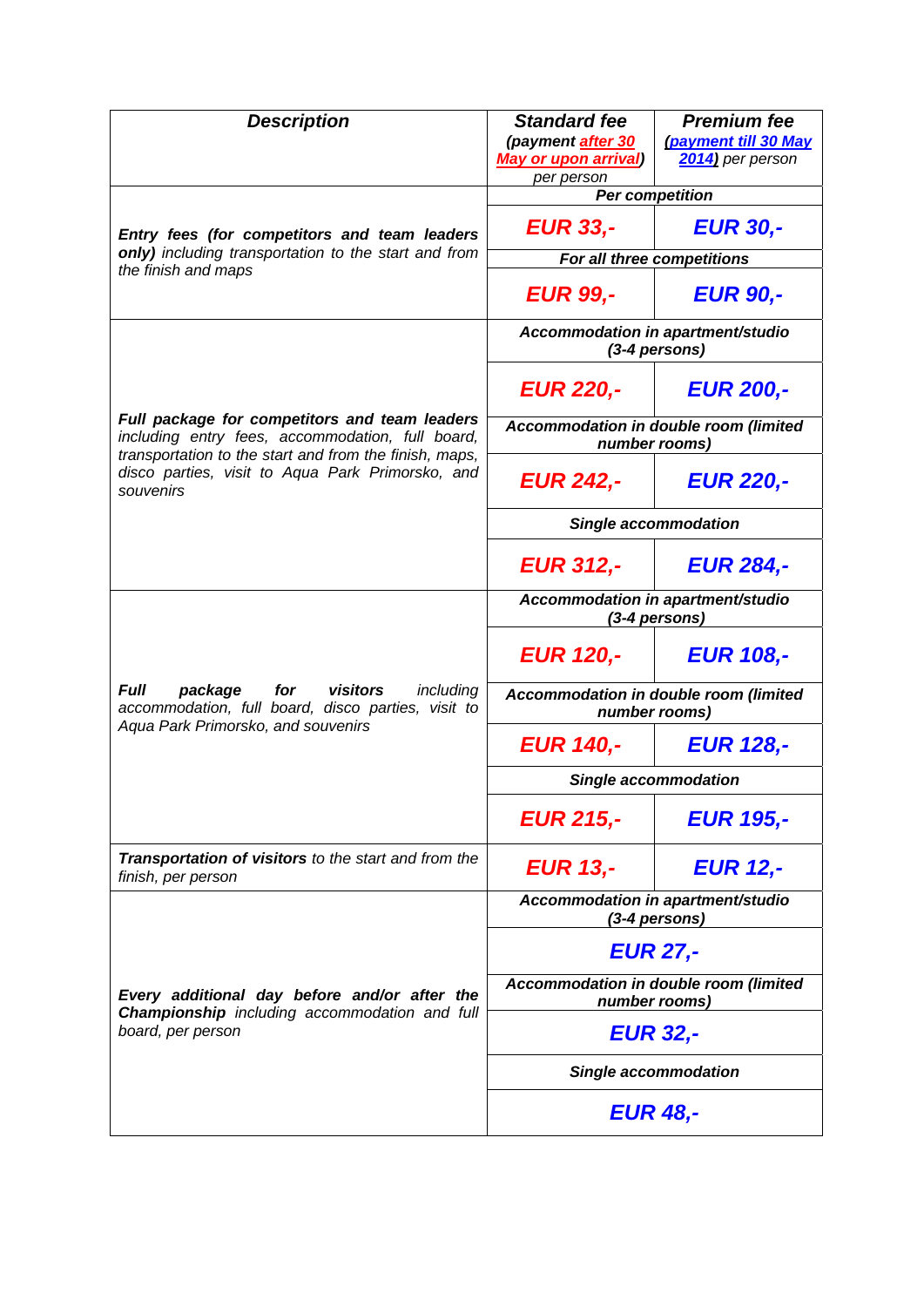| *Description* | *Standard fee (payment after 30 May or upon arrival) per person* | *Premium fee (payment till 30 May 2014) per person* |
|---|---|---|
| ***Entry fees (for competitors and team leaders only)*** *including transportation to the start and from the finish and maps* | ***Per competition*** | |
| | ***EUR 33,-*** | ***EUR 30,-*** |
| | ***For all three competitions*** | |
| | ***EUR 99,-*** | ***EUR 90,-*** |
| ***Full package for competitors and team leaders*** *including entry fees, accommodation, full board, transportation to the start and from the finish, maps, disco parties, visit to Aqua Park Primorsko, and souvenirs* | ***Accommodation in apartment/studio (3-4 persons)*** | |
| | ***EUR 220,-*** | ***EUR 200,-*** |
| | ***Accommodation in double room (limited number rooms)*** | |
| | ***EUR 242,-*** | ***EUR 220,-*** |
| | ***Single accommodation*** | |
| | ***EUR 312,-*** | ***EUR 284,-*** |
| ***Full package for visitors*** *including accommodation, full board, disco parties, visit to Aqua Park Primorsko, and souvenirs* | ***Accommodation in apartment/studio (3-4 persons)*** | |
| | ***EUR 120,-*** | ***EUR 108,-*** |
| | ***Accommodation in double room (limited number rooms)*** | |
| | ***EUR 140,-*** | ***EUR 128,-*** |
| | ***Single accommodation*** | |
| | ***EUR 215,-*** | ***EUR 195,-*** |
| ***Transportation of visitors*** *to the start and from the finish, per person* | ***EUR 13,-*** | ***EUR 12,-*** |
| ***Every additional day before and/or after the Championship*** *including accommodation and full board, per person* | ***Accommodation in apartment/studio (3-4 persons)*** | |
| | ***EUR 27,-*** | |
| | ***Accommodation in double room (limited number rooms)*** | |
| | ***EUR 32,-*** | |
| | ***Single accommodation*** | |
| | ***EUR 48,-*** | |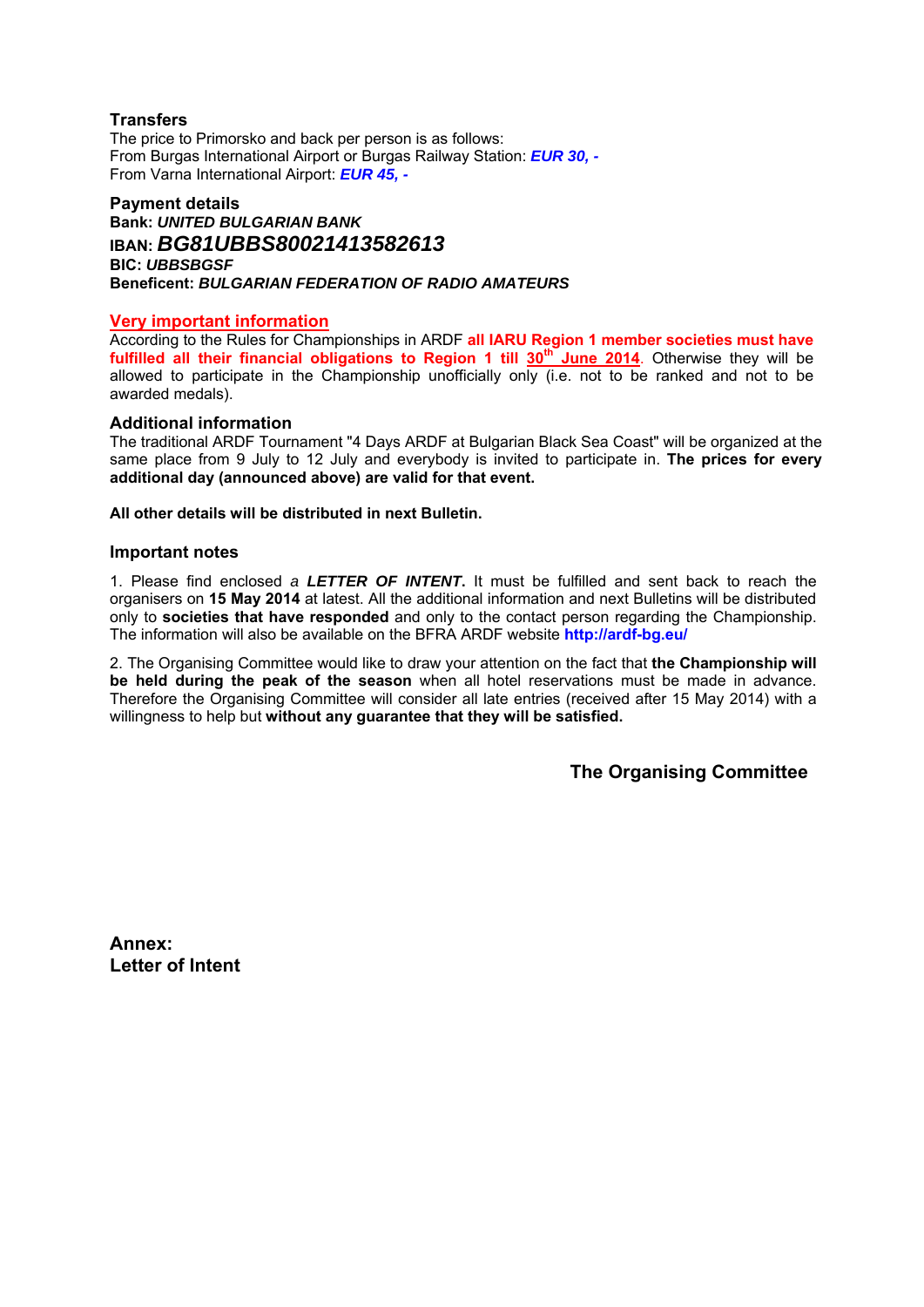### Transfers

The price to Primorsko and back per person is as follows:
From Burgas International Airport or Burgas Railway Station: ***EUR 30, -***
From Varna International Airport: ***EUR 45, -***

### Payment details

**Bank:** ***UNITED BULGARIAN BANK***
**IBAN:** ***BG81UBBS80021413582613***
**BIC:** ***UBBSBGSF***
**Beneficent:** ***BULGARIAN FEDERATION OF RADIO AMATEURS***

### Very important information

According to the Rules for Championships in ARDF **all IARU Region 1 member societies must have fulfilled all their financial obligations to Region 1 till 30th June 2014**. Otherwise they will be allowed to participate in the Championship unofficially only (i.e. not to be ranked and not to be awarded medals).

### Additional information

The traditional ARDF Tournament "4 Days ARDF at Bulgarian Black Sea Coast" will be organized at the same place from 9 July to 12 July and everybody is invited to participate in. **The prices for every additional day (announced above) are valid for that event.**

**All other details will be distributed in next Bulletin.**

### Important notes

1. Please find enclosed a ***LETTER OF INTENT***. It must be fulfilled and sent back to reach the organisers on **15 May 2014** at latest. All the additional information and next Bulletins will be distributed only to **societies that have responded** and only to the contact person regarding the Championship. The information will also be available on the BFRA ARDF website **http://ardf-bg.eu/**

2. The Organising Committee would like to draw your attention on the fact that **the Championship will be held during the peak of the season** when all hotel reservations must be made in advance. Therefore the Organising Committee will consider all late entries (received after 15 May 2014) with a willingness to help but **without any guarantee that they will be satisfied.**

**The Organising Committee**

**Annex:**
**Letter of Intent**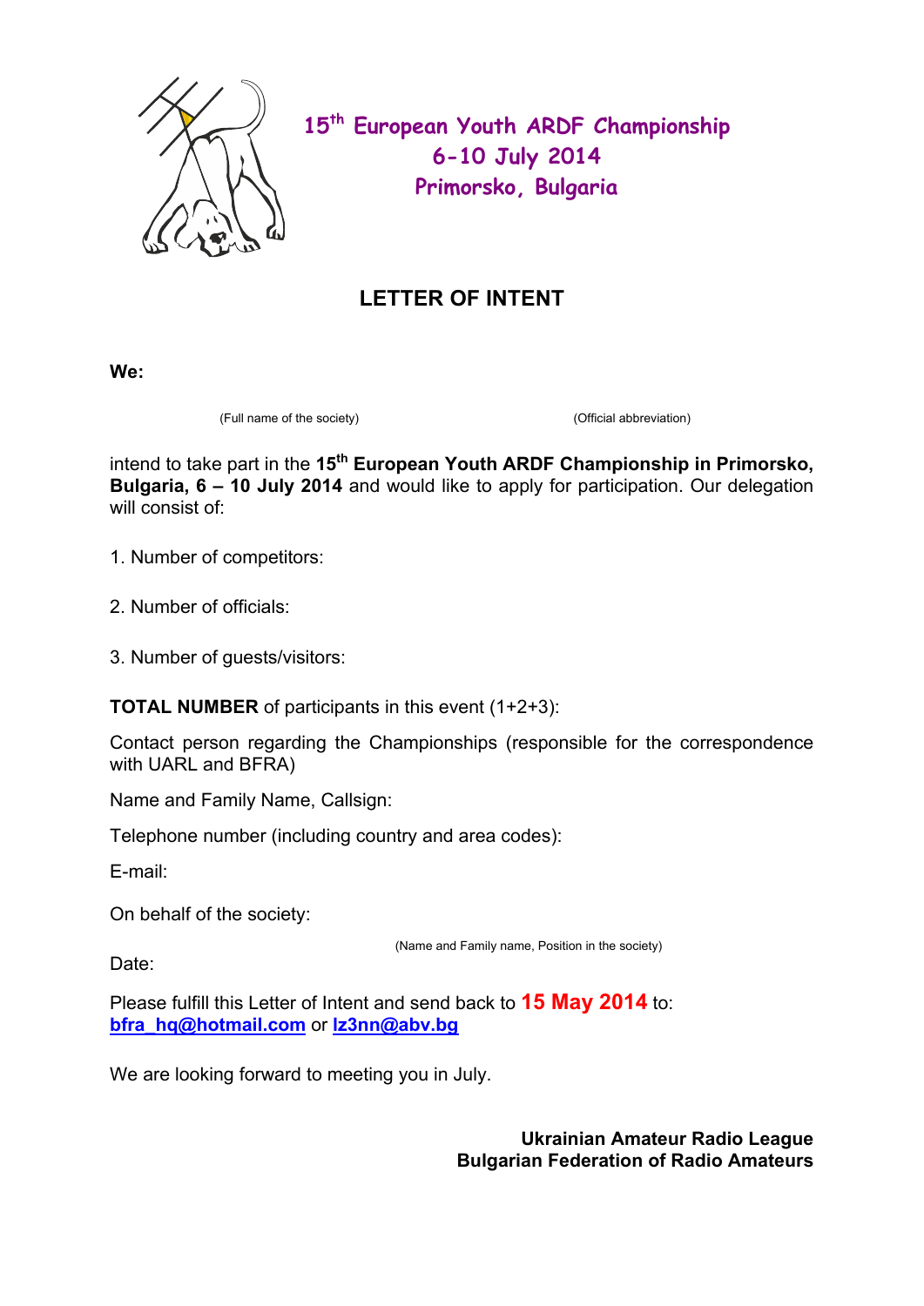15th European Youth ARDF Championship
6-10 July 2014
Primorsko, Bulgaria

# LETTER OF INTENT

**We:**

(Full name of the society) (Official abbreviation)

intend to take part in the **15th European Youth ARDF Championship in Primorsko, Bulgaria, 6 – 10 July 2014** and would like to apply for participation. Our delegation will consist of:

1. Number of competitors:

2. Number of officials:

3. Number of guests/visitors:

**TOTAL NUMBER** of participants in this event (1+2+3):

Contact person regarding the Championships (responsible for the correspondence with UARL and BFRA)

Name and Family Name, Callsign:

Telephone number (including country and area codes):

E-mail:

On behalf of the society:

(Name and Family name, Position in the society)

Date:

Please fulfill this Letter of Intent and send back to **15 May 2014** to: **bfra_hq@hotmail.com** or **lz3nn@abv.bg**

We are looking forward to meeting you in July.

**Ukrainian Amateur Radio League**
**Bulgarian Federation of Radio Amateurs**